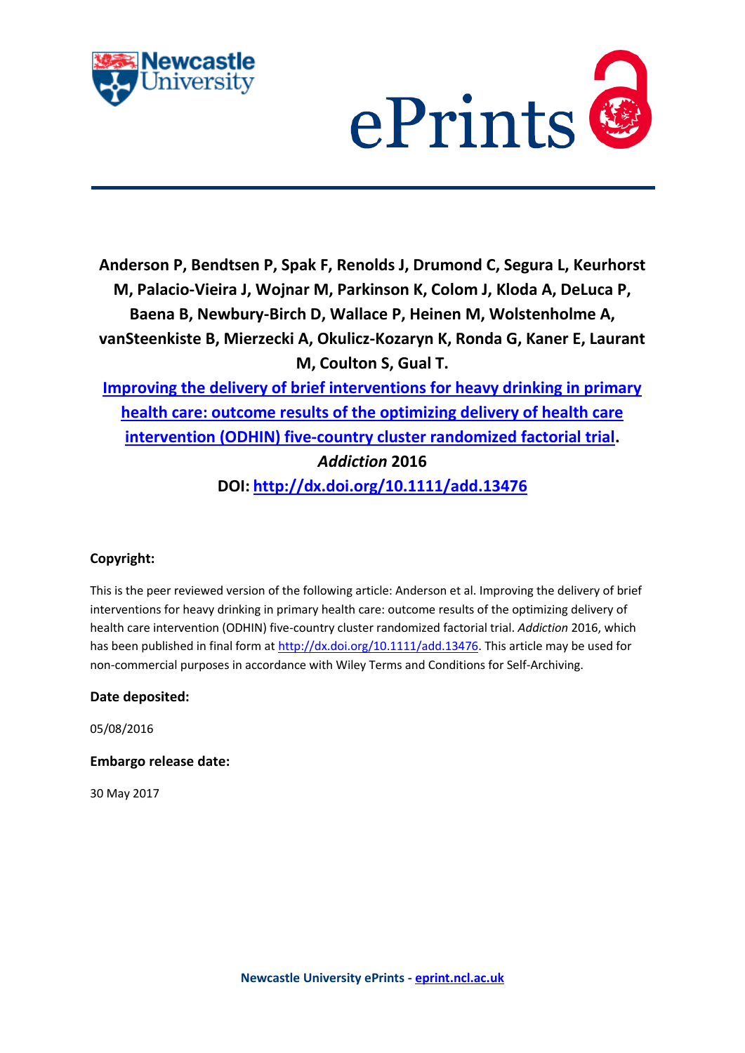**Anderson P, Bendtsen P, Spak F, Renolds J, Drumond C, Segura L, Keurhorst M, Palacio-Vieira J, Wojnar M, Parkinson K, Colom J, Kloda A, DeLuca P, Baena B, Newbury-Birch D, Wallace P, Heinen M, Wolstenholme A, vanSteenkiste B, Mierzecki A, Okulicz-Kozaryn K, Ronda G, Kaner E, Laurant M, Coulton S, Gual T.**

**[Improving the delivery of brief interventions for heavy drinking in primary health care: outcome results of the optimizing delivery of health care intervention (ODHIN) five-country cluster randomized factorial trial](http://dx.doi.org/10.1111/add.13476).**

***Addiction* 2016**

**DOI: [http://dx.doi.org/10.1111/add.13476](http://dx.doi.org/10.1111/add.13476)**

**Copyright:**

This is the peer reviewed version of the following article: Anderson et al. Improving the delivery of brief interventions for heavy drinking in primary health care: outcome results of the optimizing delivery of health care intervention (ODHIN) five-country cluster randomized factorial trial. *Addiction* 2016, which has been published in final form at [http://dx.doi.org/10.1111/add.13476](http://dx.doi.org/10.1111/add.13476). This article may be used for non-commercial purposes in accordance with Wiley Terms and Conditions for Self-Archiving.

**Date deposited:**

05/08/2016

**Embargo release date:**

30 May 2017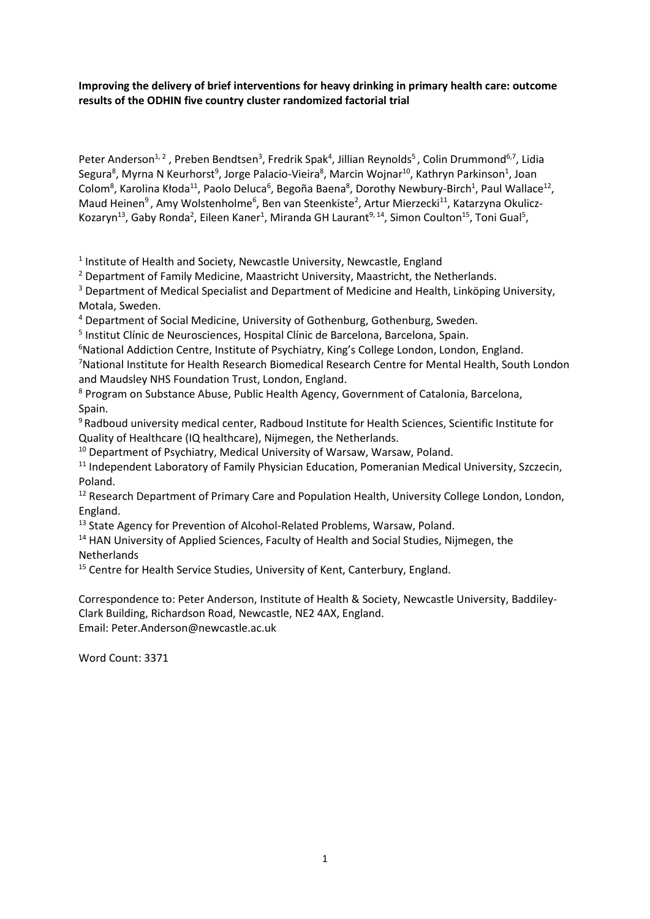**Improving the delivery of brief interventions for heavy drinking in primary health care: outcome results of the ODHIN five country cluster randomized factorial trial**

Peter Anderson[1, 2], Preben Bendtsen[3], Fredrik Spak[4], Jillian Reynolds[5], Colin Drummond[6,7], Lidia Segura[8], Myrna N Keurhorst[9], Jorge Palacio-Vieira[8], Marcin Wojnar[10], Kathryn Parkinson[1], Joan Colom[8], Karolina Kłoda[11], Paolo Deluca[6], Begoña Baena[8], Dorothy Newbury-Birch[1], Paul Wallace[12], Maud Heinen[9], Amy Wolstenholme[6], Ben van Steenkiste[2], Artur Mierzecki[11], Katarzyna Okulicz-Kozaryn[13], Gaby Ronda[2], Eileen Kaner[1], Miranda GH Laurant[9, 14], Simon Coulton[15], Toni Gual[5],

[1] Institute of Health and Society, Newcastle University, Newcastle, England

[2] Department of Family Medicine, Maastricht University, Maastricht, the Netherlands.

[3] Department of Medical Specialist and Department of Medicine and Health, Linköping University, Motala, Sweden.

[4] Department of Social Medicine, University of Gothenburg, Gothenburg, Sweden.

[5] Institut Clínic de Neurosciences, Hospital Clínic de Barcelona, Barcelona, Spain.

[6] National Addiction Centre, Institute of Psychiatry, King's College London, London, England.

[7] National Institute for Health Research Biomedical Research Centre for Mental Health, South London and Maudsley NHS Foundation Trust, London, England.

[8] Program on Substance Abuse, Public Health Agency, Government of Catalonia, Barcelona, Spain.

[9] Radboud university medical center, Radboud Institute for Health Sciences, Scientific Institute for Quality of Healthcare (IQ healthcare), Nijmegen, the Netherlands.

[10] Department of Psychiatry, Medical University of Warsaw, Warsaw, Poland.

[11] Independent Laboratory of Family Physician Education, Pomeranian Medical University, Szczecin, Poland.

[12] Research Department of Primary Care and Population Health, University College London, London, England.

[13] State Agency for Prevention of Alcohol-Related Problems, Warsaw, Poland.

[14] HAN University of Applied Sciences, Faculty of Health and Social Studies, Nijmegen, the Netherlands

[15] Centre for Health Service Studies, University of Kent, Canterbury, England.

Correspondence to: Peter Anderson, Institute of Health & Society, Newcastle University, Baddiley-Clark Building, Richardson Road, Newcastle, NE2 4AX, England.
Email: Peter.Anderson@newcastle.ac.uk

Word Count: 3371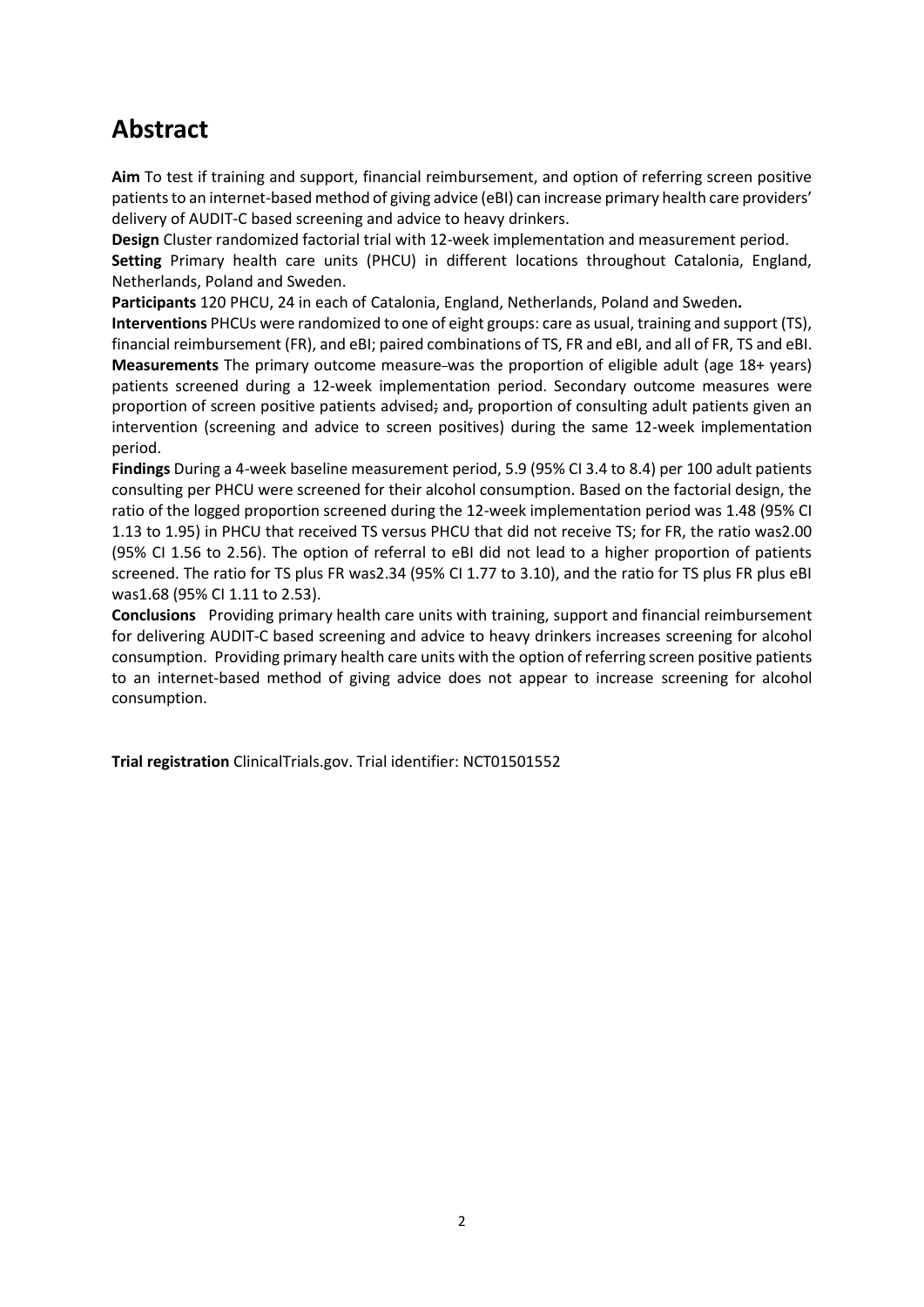## Abstract

**Aim** To test if training and support, financial reimbursement, and option of referring screen positive patients to an internet-based method of giving advice (eBI) can increase primary health care providers' delivery of AUDIT-C based screening and advice to heavy drinkers.

**Design** Cluster randomized factorial trial with 12-week implementation and measurement period.

**Setting** Primary health care units (PHCU) in different locations throughout Catalonia, England, Netherlands, Poland and Sweden.

**Participants** 120 PHCU, 24 in each of Catalonia, England, Netherlands, Poland and Sweden**.**

**Interventions** PHCUs were randomized to one of eight groups: care as usual, training and support (TS), financial reimbursement (FR), and eBI; paired combinations of TS, FR and eBI, and all of FR, TS and eBI.

**Measurements** The primary outcome measure was the proportion of eligible adult (age 18+ years) patients screened during a 12-week implementation period. Secondary outcome measures were proportion of screen positive patients advised; and, proportion of consulting adult patients given an intervention (screening and advice to screen positives) during the same 12-week implementation period.

**Findings** During a 4-week baseline measurement period, 5.9 (95% CI 3.4 to 8.4) per 100 adult patients consulting per PHCU were screened for their alcohol consumption. Based on the factorial design, the ratio of the logged proportion screened during the 12-week implementation period was 1.48 (95% CI 1.13 to 1.95) in PHCU that received TS versus PHCU that did not receive TS; for FR, the ratio was2.00 (95% CI 1.56 to 2.56). The option of referral to eBI did not lead to a higher proportion of patients screened. The ratio for TS plus FR was2.34 (95% CI 1.77 to 3.10), and the ratio for TS plus FR plus eBI was1.68 (95% CI 1.11 to 2.53).

**Conclusions** Providing primary health care units with training, support and financial reimbursement for delivering AUDIT-C based screening and advice to heavy drinkers increases screening for alcohol consumption. Providing primary health care units with the option of referring screen positive patients to an internet-based method of giving advice does not appear to increase screening for alcohol consumption.

**Trial registration** ClinicalTrials.gov. Trial identifier: NCT01501552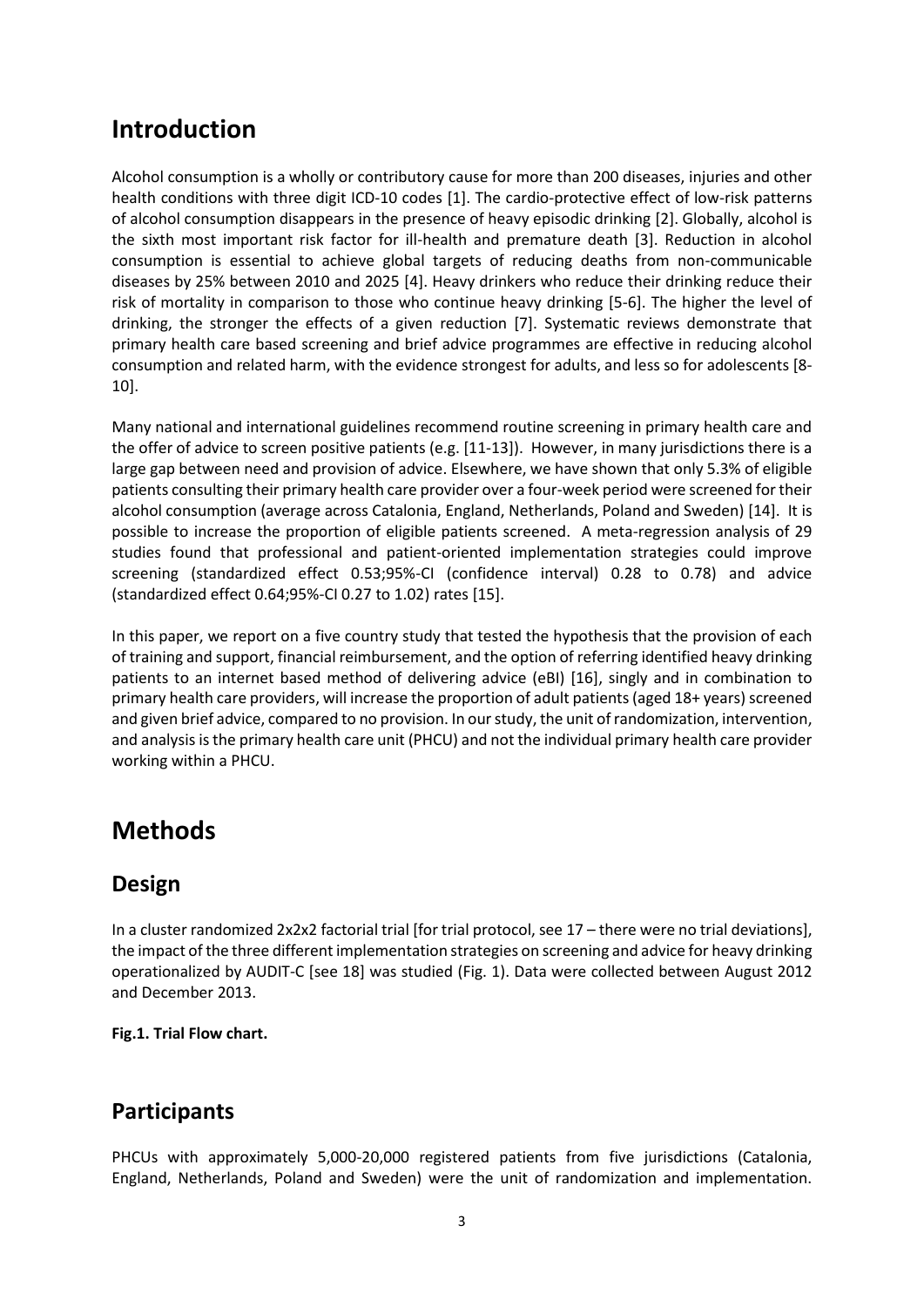# Introduction

Alcohol consumption is a wholly or contributory cause for more than 200 diseases, injuries and other health conditions with three digit ICD-10 codes [1]. The cardio-protective effect of low-risk patterns of alcohol consumption disappears in the presence of heavy episodic drinking [2]. Globally, alcohol is the sixth most important risk factor for ill-health and premature death [3]. Reduction in alcohol consumption is essential to achieve global targets of reducing deaths from non-communicable diseases by 25% between 2010 and 2025 [4]. Heavy drinkers who reduce their drinking reduce their risk of mortality in comparison to those who continue heavy drinking [5-6]. The higher the level of drinking, the stronger the effects of a given reduction [7]. Systematic reviews demonstrate that primary health care based screening and brief advice programmes are effective in reducing alcohol consumption and related harm, with the evidence strongest for adults, and less so for adolescents [8-10].

Many national and international guidelines recommend routine screening in primary health care and the offer of advice to screen positive patients (e.g. [11-13]). However, in many jurisdictions there is a large gap between need and provision of advice. Elsewhere, we have shown that only 5.3% of eligible patients consulting their primary health care provider over a four-week period were screened for their alcohol consumption (average across Catalonia, England, Netherlands, Poland and Sweden) [14]. It is possible to increase the proportion of eligible patients screened. A meta-regression analysis of 29 studies found that professional and patient-oriented implementation strategies could improve screening (standardized effect 0.53;95%-CI (confidence interval) 0.28 to 0.78) and advice (standardized effect 0.64;95%-CI 0.27 to 1.02) rates [15].

In this paper, we report on a five country study that tested the hypothesis that the provision of each of training and support, financial reimbursement, and the option of referring identified heavy drinking patients to an internet based method of delivering advice (eBI) [16], singly and in combination to primary health care providers, will increase the proportion of adult patients (aged 18+ years) screened and given brief advice, compared to no provision. In our study, the unit of randomization, intervention, and analysis is the primary health care unit (PHCU) and not the individual primary health care provider working within a PHCU.

# Methods

## Design

In a cluster randomized 2x2x2 factorial trial [for trial protocol, see 17 – there were no trial deviations], the impact of the three different implementation strategies on screening and advice for heavy drinking operationalized by AUDIT-C [see 18] was studied (Fig. 1). Data were collected between August 2012 and December 2013.

**Fig.1. Trial Flow chart.**

## Participants

PHCUs with approximately 5,000-20,000 registered patients from five jurisdictions (Catalonia, England, Netherlands, Poland and Sweden) were the unit of randomization and implementation.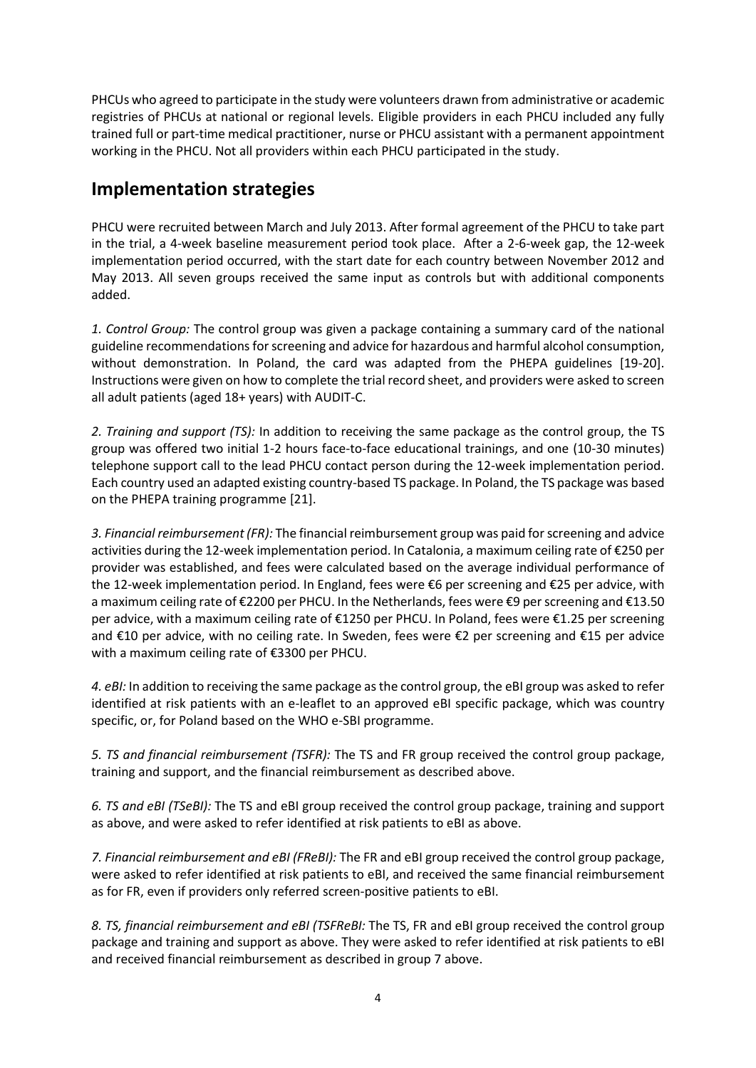PHCUs who agreed to participate in the study were volunteers drawn from administrative or academic registries of PHCUs at national or regional levels. Eligible providers in each PHCU included any fully trained full or part-time medical practitioner, nurse or PHCU assistant with a permanent appointment working in the PHCU. Not all providers within each PHCU participated in the study.

## Implementation strategies

PHCU were recruited between March and July 2013. After formal agreement of the PHCU to take part in the trial, a 4-week baseline measurement period took place. After a 2-6-week gap, the 12-week implementation period occurred, with the start date for each country between November 2012 and May 2013. All seven groups received the same input as controls but with additional components added.

*1. Control Group:* The control group was given a package containing a summary card of the national guideline recommendations for screening and advice for hazardous and harmful alcohol consumption, without demonstration. In Poland, the card was adapted from the PHEPA guidelines [19-20]. Instructions were given on how to complete the trial record sheet, and providers were asked to screen all adult patients (aged 18+ years) with AUDIT-C.

*2. Training and support (TS):* In addition to receiving the same package as the control group, the TS group was offered two initial 1-2 hours face-to-face educational trainings, and one (10-30 minutes) telephone support call to the lead PHCU contact person during the 12-week implementation period. Each country used an adapted existing country-based TS package. In Poland, the TS package was based on the PHEPA training programme [21].

*3. Financial reimbursement (FR):* The financial reimbursement group was paid for screening and advice activities during the 12-week implementation period. In Catalonia, a maximum ceiling rate of €250 per provider was established, and fees were calculated based on the average individual performance of the 12-week implementation period. In England, fees were €6 per screening and €25 per advice, with a maximum ceiling rate of €2200 per PHCU. In the Netherlands, fees were €9 per screening and €13.50 per advice, with a maximum ceiling rate of €1250 per PHCU. In Poland, fees were €1.25 per screening and €10 per advice, with no ceiling rate. In Sweden, fees were €2 per screening and €15 per advice with a maximum ceiling rate of €3300 per PHCU.

*4. eBI:* In addition to receiving the same package as the control group, the eBI group was asked to refer identified at risk patients with an e-leaflet to an approved eBI specific package, which was country specific, or, for Poland based on the WHO e-SBI programme.

*5. TS and financial reimbursement (TSFR):* The TS and FR group received the control group package, training and support, and the financial reimbursement as described above.

*6. TS and eBI (TSeBI):* The TS and eBI group received the control group package, training and support as above, and were asked to refer identified at risk patients to eBI as above.

*7. Financial reimbursement and eBI (FReBI):* The FR and eBI group received the control group package, were asked to refer identified at risk patients to eBI, and received the same financial reimbursement as for FR, even if providers only referred screen-positive patients to eBI.

*8. TS, financial reimbursement and eBI (TSFReBI:* The TS, FR and eBI group received the control group package and training and support as above. They were asked to refer identified at risk patients to eBI and received financial reimbursement as described in group 7 above.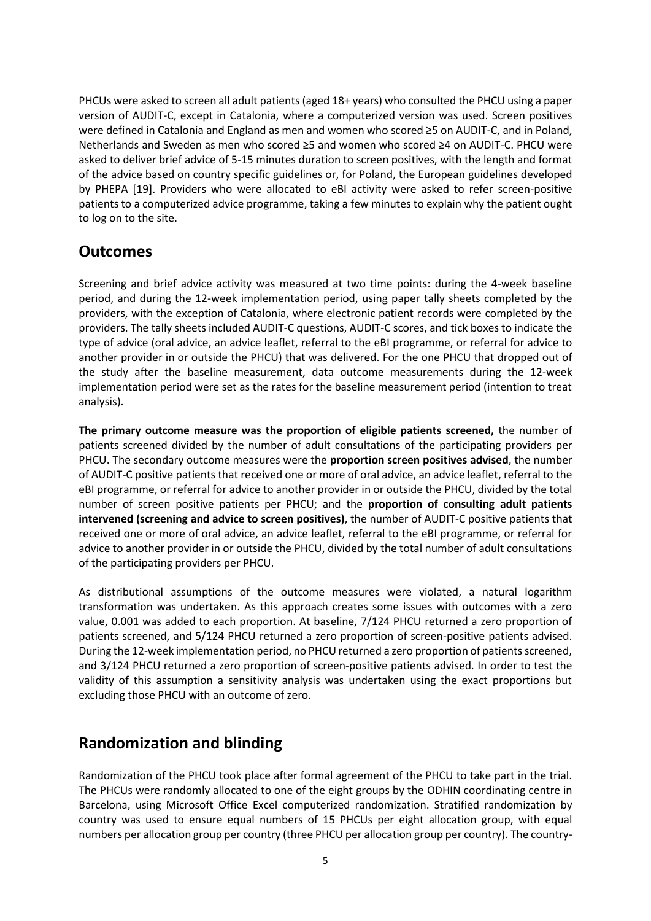PHCUs were asked to screen all adult patients (aged 18+ years) who consulted the PHCU using a paper version of AUDIT-C, except in Catalonia, where a computerized version was used. Screen positives were defined in Catalonia and England as men and women who scored ≥5 on AUDIT-C, and in Poland, Netherlands and Sweden as men who scored ≥5 and women who scored ≥4 on AUDIT-C. PHCU were asked to deliver brief advice of 5-15 minutes duration to screen positives, with the length and format of the advice based on country specific guidelines or, for Poland, the European guidelines developed by PHEPA [19]. Providers who were allocated to eBI activity were asked to refer screen-positive patients to a computerized advice programme, taking a few minutes to explain why the patient ought to log on to the site.

## Outcomes

Screening and brief advice activity was measured at two time points: during the 4-week baseline period, and during the 12-week implementation period, using paper tally sheets completed by the providers, with the exception of Catalonia, where electronic patient records were completed by the providers. The tally sheets included AUDIT-C questions, AUDIT-C scores, and tick boxes to indicate the type of advice (oral advice, an advice leaflet, referral to the eBI programme, or referral for advice to another provider in or outside the PHCU) that was delivered. For the one PHCU that dropped out of the study after the baseline measurement, data outcome measurements during the 12-week implementation period were set as the rates for the baseline measurement period (intention to treat analysis).

**The primary outcome measure was the proportion of eligible patients screened,** the number of patients screened divided by the number of adult consultations of the participating providers per PHCU. The secondary outcome measures were the **proportion screen positives advised**, the number of AUDIT-C positive patients that received one or more of oral advice, an advice leaflet, referral to the eBI programme, or referral for advice to another provider in or outside the PHCU, divided by the total number of screen positive patients per PHCU; and the **proportion of consulting adult patients intervened (screening and advice to screen positives)**, the number of AUDIT-C positive patients that received one or more of oral advice, an advice leaflet, referral to the eBI programme, or referral for advice to another provider in or outside the PHCU, divided by the total number of adult consultations of the participating providers per PHCU.

As distributional assumptions of the outcome measures were violated, a natural logarithm transformation was undertaken. As this approach creates some issues with outcomes with a zero value, 0.001 was added to each proportion. At baseline, 7/124 PHCU returned a zero proportion of patients screened, and 5/124 PHCU returned a zero proportion of screen-positive patients advised. During the 12-week implementation period, no PHCU returned a zero proportion of patients screened, and 3/124 PHCU returned a zero proportion of screen-positive patients advised. In order to test the validity of this assumption a sensitivity analysis was undertaken using the exact proportions but excluding those PHCU with an outcome of zero.

## Randomization and blinding

Randomization of the PHCU took place after formal agreement of the PHCU to take part in the trial. The PHCUs were randomly allocated to one of the eight groups by the ODHIN coordinating centre in Barcelona, using Microsoft Office Excel computerized randomization. Stratified randomization by country was used to ensure equal numbers of 15 PHCUs per eight allocation group, with equal numbers per allocation group per country (three PHCU per allocation group per country). The country-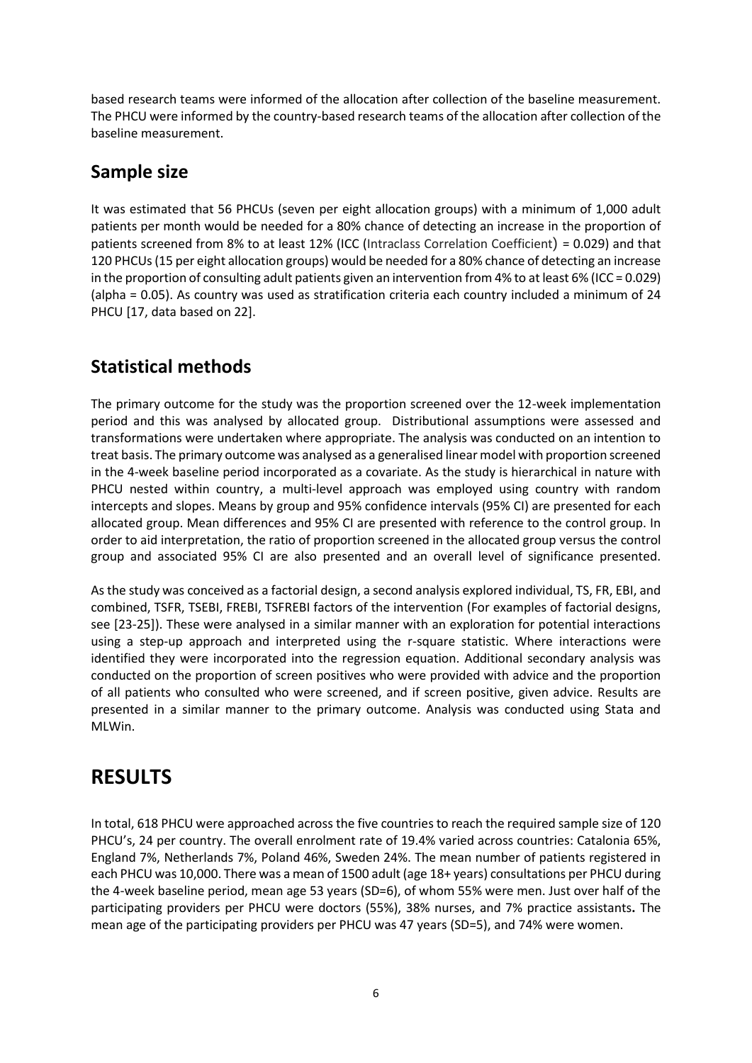based research teams were informed of the allocation after collection of the baseline measurement. The PHCU were informed by the country-based research teams of the allocation after collection of the baseline measurement.

## Sample size

It was estimated that 56 PHCUs (seven per eight allocation groups) with a minimum of 1,000 adult patients per month would be needed for a 80% chance of detecting an increase in the proportion of patients screened from 8% to at least 12% (ICC (Intraclass Correlation Coefficient) = 0.029) and that 120 PHCUs (15 per eight allocation groups) would be needed for a 80% chance of detecting an increase in the proportion of consulting adult patients given an intervention from 4% to at least 6% (ICC = 0.029) (alpha = 0.05). As country was used as stratification criteria each country included a minimum of 24 PHCU [17, data based on 22].

## Statistical methods

The primary outcome for the study was the proportion screened over the 12-week implementation period and this was analysed by allocated group. Distributional assumptions were assessed and transformations were undertaken where appropriate. The analysis was conducted on an intention to treat basis. The primary outcome was analysed as a generalised linear model with proportion screened in the 4-week baseline period incorporated as a covariate. As the study is hierarchical in nature with PHCU nested within country, a multi-level approach was employed using country with random intercepts and slopes. Means by group and 95% confidence intervals (95% CI) are presented for each allocated group. Mean differences and 95% CI are presented with reference to the control group. In order to aid interpretation, the ratio of proportion screened in the allocated group versus the control group and associated 95% CI are also presented and an overall level of significance presented.

As the study was conceived as a factorial design, a second analysis explored individual, TS, FR, EBI, and combined, TSFR, TSEBI, FREBI, TSFREBI factors of the intervention (For examples of factorial designs, see [23-25]). These were analysed in a similar manner with an exploration for potential interactions using a step-up approach and interpreted using the r-square statistic. Where interactions were identified they were incorporated into the regression equation. Additional secondary analysis was conducted on the proportion of screen positives who were provided with advice and the proportion of all patients who consulted who were screened, and if screen positive, given advice. Results are presented in a similar manner to the primary outcome. Analysis was conducted using Stata and MLWin.

# RESULTS

In total, 618 PHCU were approached across the five countries to reach the required sample size of 120 PHCU's, 24 per country. The overall enrolment rate of 19.4% varied across countries: Catalonia 65%, England 7%, Netherlands 7%, Poland 46%, Sweden 24%. The mean number of patients registered in each PHCU was 10,000. There was a mean of 1500 adult (age 18+ years) consultations per PHCU during the 4-week baseline period, mean age 53 years (SD=6), of whom 55% were men. Just over half of the participating providers per PHCU were doctors (55%), 38% nurses, and 7% practice assistants**.** The mean age of the participating providers per PHCU was 47 years (SD=5), and 74% were women.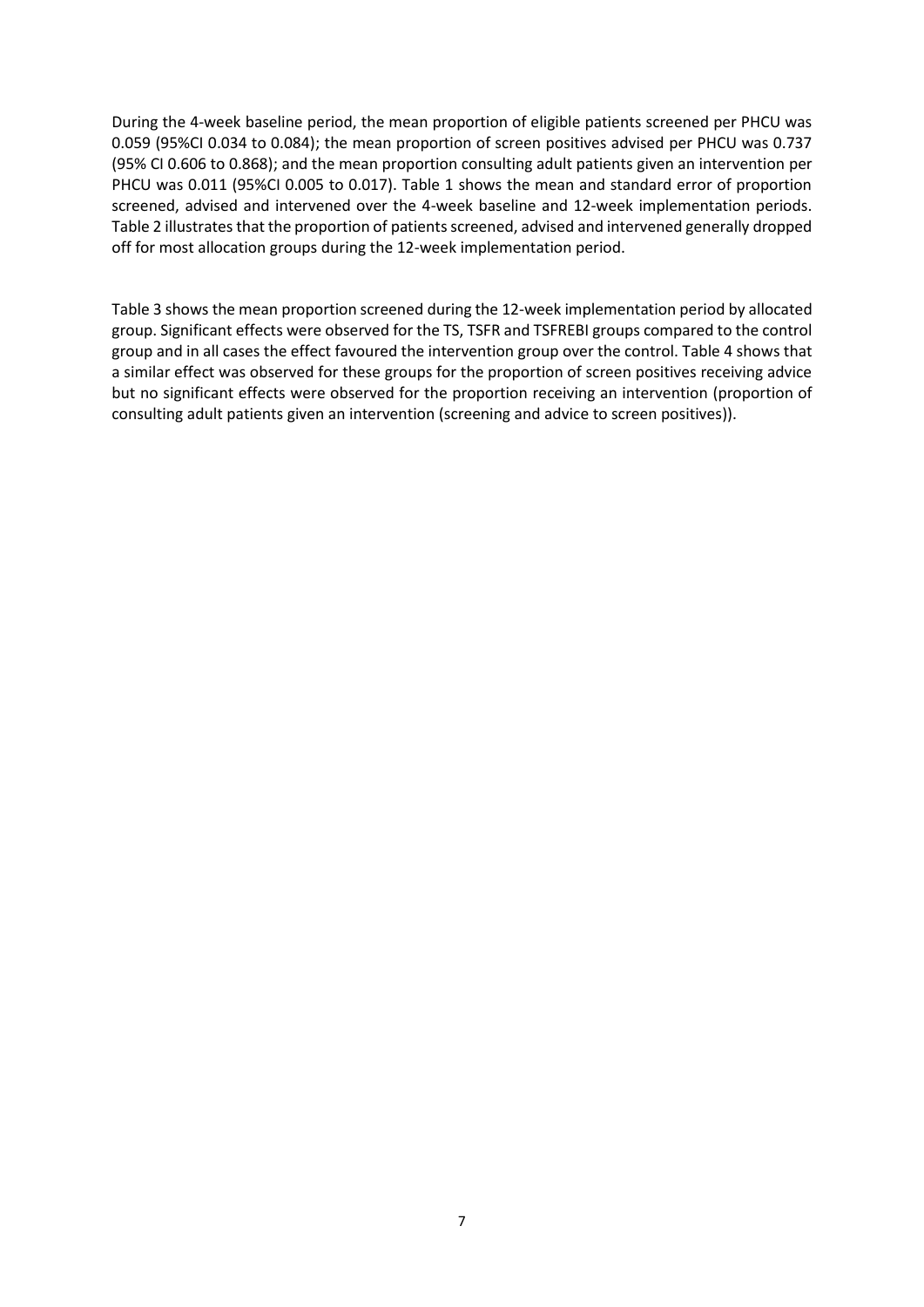During the 4-week baseline period, the mean proportion of eligible patients screened per PHCU was 0.059 (95%CI 0.034 to 0.084); the mean proportion of screen positives advised per PHCU was 0.737 (95% CI 0.606 to 0.868); and the mean proportion consulting adult patients given an intervention per PHCU was 0.011 (95%CI 0.005 to 0.017). Table 1 shows the mean and standard error of proportion screened, advised and intervened over the 4-week baseline and 12-week implementation periods. Table 2 illustrates that the proportion of patients screened, advised and intervened generally dropped off for most allocation groups during the 12-week implementation period.

Table 3 shows the mean proportion screened during the 12-week implementation period by allocated group. Significant effects were observed for the TS, TSFR and TSFREBI groups compared to the control group and in all cases the effect favoured the intervention group over the control. Table 4 shows that a similar effect was observed for these groups for the proportion of screen positives receiving advice but no significant effects were observed for the proportion receiving an intervention (proportion of consulting adult patients given an intervention (screening and advice to screen positives)).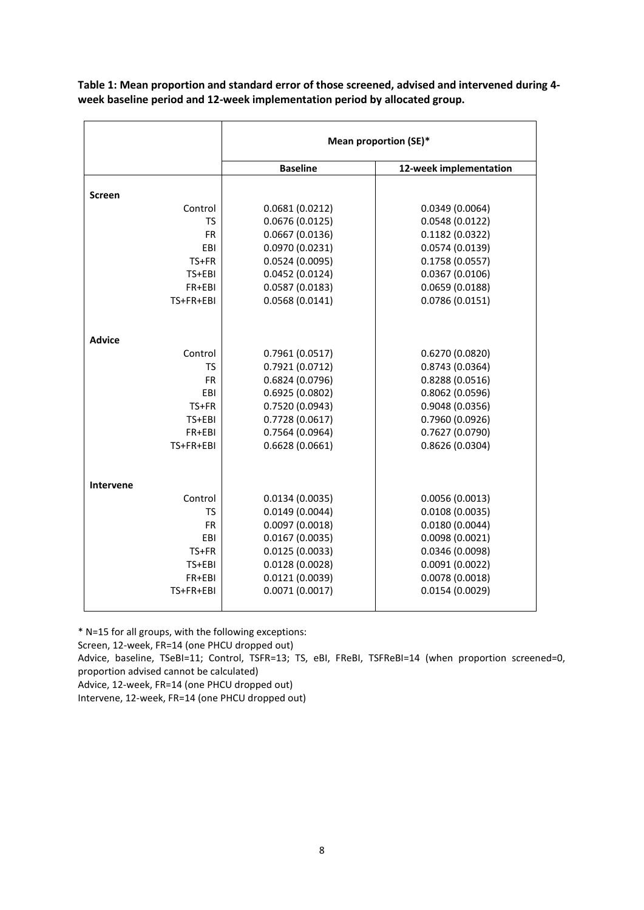**Table 1: Mean proportion and standard error of those screened, advised and intervened during 4-week baseline period and 12-week implementation period by allocated group.**

| | Mean proportion (SE)* | |
|---|---|---|
| | **Baseline** | **12-week implementation** |
| **Screen** | | |
| Control | 0.0681 (0.0212) | 0.0349 (0.0064) |
| TS | 0.0676 (0.0125) | 0.0548 (0.0122) |
| FR | 0.0667 (0.0136) | 0.1182 (0.0322) |
| EBI | 0.0970 (0.0231) | 0.0574 (0.0139) |
| TS+FR | 0.0524 (0.0095) | 0.1758 (0.0557) |
| TS+EBI | 0.0452 (0.0124) | 0.0367 (0.0106) |
| FR+EBI | 0.0587 (0.0183) | 0.0659 (0.0188) |
| TS+FR+EBI | 0.0568 (0.0141) | 0.0786 (0.0151) |
| **Advice** | | |
| Control | 0.7961 (0.0517) | 0.6270 (0.0820) |
| TS | 0.7921 (0.0712) | 0.8743 (0.0364) |
| FR | 0.6824 (0.0796) | 0.8288 (0.0516) |
| EBI | 0.6925 (0.0802) | 0.8062 (0.0596) |
| TS+FR | 0.7520 (0.0943) | 0.9048 (0.0356) |
| TS+EBI | 0.7728 (0.0617) | 0.7960 (0.0926) |
| FR+EBI | 0.7564 (0.0964) | 0.7627 (0.0790) |
| TS+FR+EBI | 0.6628 (0.0661) | 0.8626 (0.0304) |
| **Intervene** | | |
| Control | 0.0134 (0.0035) | 0.0056 (0.0013) |
| TS | 0.0149 (0.0044) | 0.0108 (0.0035) |
| FR | 0.0097 (0.0018) | 0.0180 (0.0044) |
| EBI | 0.0167 (0.0035) | 0.0098 (0.0021) |
| TS+FR | 0.0125 (0.0033) | 0.0346 (0.0098) |
| TS+EBI | 0.0128 (0.0028) | 0.0091 (0.0022) |
| FR+EBI | 0.0121 (0.0039) | 0.0078 (0.0018) |
| TS+FR+EBI | 0.0071 (0.0017) | 0.0154 (0.0029) |

* N=15 for all groups, with the following exceptions:
Screen, 12-week, FR=14 (one PHCU dropped out)
Advice, baseline, TSeBI=11; Control, TSFR=13; TS, eBI, FReBI, TSFReBI=14 (when proportion screened=0, proportion advised cannot be calculated)
Advice, 12-week, FR=14 (one PHCU dropped out)
Intervene, 12-week, FR=14 (one PHCU dropped out)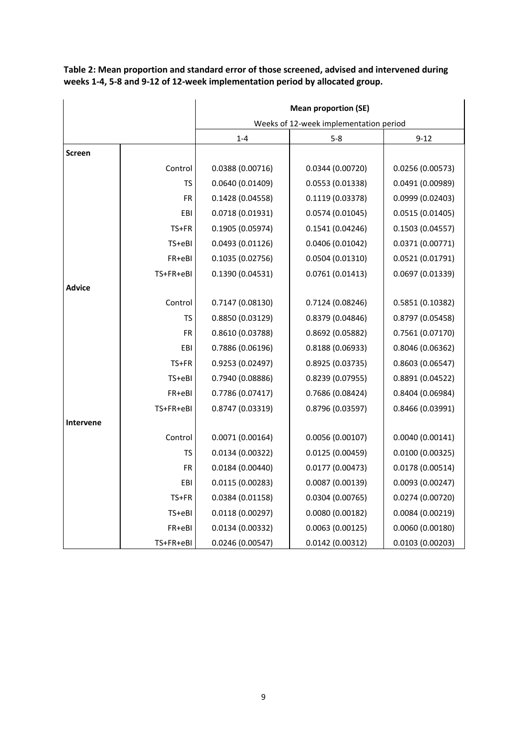**Table 2: Mean proportion and standard error of those screened, advised and intervened during weeks 1-4, 5-8 and 9-12 of 12-week implementation period by allocated group.**

| | | Mean proportion (SE) | | |
|---|---|---|---|---|
| | | Weeks of 12-week implementation period | | |
| | | 1-4 | 5-8 | 9-12 |
| **Screen** | | | | |
| | Control | 0.0388 (0.00716) | 0.0344 (0.00720) | 0.0256 (0.00573) |
| | TS | 0.0640 (0.01409) | 0.0553 (0.01338) | 0.0491 (0.00989) |
| | FR | 0.1428 (0.04558) | 0.1119 (0.03378) | 0.0999 (0.02403) |
| | EBI | 0.0718 (0.01931) | 0.0574 (0.01045) | 0.0515 (0.01405) |
| | TS+FR | 0.1905 (0.05974) | 0.1541 (0.04246) | 0.1503 (0.04557) |
| | TS+eBI | 0.0493 (0.01126) | 0.0406 (0.01042) | 0.0371 (0.00771) |
| | FR+eBI | 0.1035 (0.02756) | 0.0504 (0.01310) | 0.0521 (0.01791) |
| | TS+FR+eBI | 0.1390 (0.04531) | 0.0761 (0.01413) | 0.0697 (0.01339) |
| **Advice** | | | | |
| | Control | 0.7147 (0.08130) | 0.7124 (0.08246) | 0.5851 (0.10382) |
| | TS | 0.8850 (0.03129) | 0.8379 (0.04846) | 0.8797 (0.05458) |
| | FR | 0.8610 (0.03788) | 0.8692 (0.05882) | 0.7561 (0.07170) |
| | EBI | 0.7886 (0.06196) | 0.8188 (0.06933) | 0.8046 (0.06362) |
| | TS+FR | 0.9253 (0.02497) | 0.8925 (0.03735) | 0.8603 (0.06547) |
| | TS+eBI | 0.7940 (0.08886) | 0.8239 (0.07955) | 0.8891 (0.04522) |
| | FR+eBI | 0.7786 (0.07417) | 0.7686 (0.08424) | 0.8404 (0.06984) |
| | TS+FR+eBI | 0.8747 (0.03319) | 0.8796 (0.03597) | 0.8466 (0.03991) |
| **Intervene** | | | | |
| | Control | 0.0071 (0.00164) | 0.0056 (0.00107) | 0.0040 (0.00141) |
| | TS | 0.0134 (0.00322) | 0.0125 (0.00459) | 0.0100 (0.00325) |
| | FR | 0.0184 (0.00440) | 0.0177 (0.00473) | 0.0178 (0.00514) |
| | EBI | 0.0115 (0.00283) | 0.0087 (0.00139) | 0.0093 (0.00247) |
| | TS+FR | 0.0384 (0.01158) | 0.0304 (0.00765) | 0.0274 (0.00720) |
| | TS+eBI | 0.0118 (0.00297) | 0.0080 (0.00182) | 0.0084 (0.00219) |
| | FR+eBI | 0.0134 (0.00332) | 0.0063 (0.00125) | 0.0060 (0.00180) |
| | TS+FR+eBI | 0.0246 (0.00547) | 0.0142 (0.00312) | 0.0103 (0.00203) |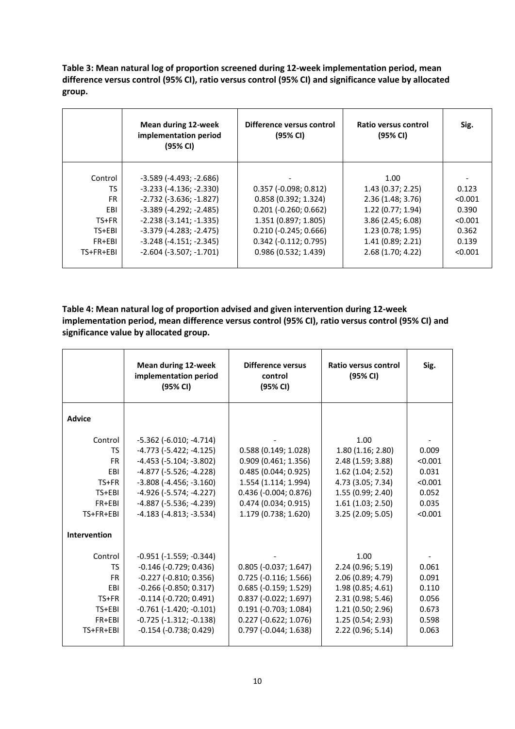**Table 3: Mean natural log of proportion screened during 12-week implementation period, mean difference versus control (95% CI), ratio versus control (95% CI) and significance value by allocated group.**

| | Mean during 12-week implementation period (95% CI) | Difference versus control (95% CI) | Ratio versus control (95% CI) | Sig. |
|---|---|---|---|---|
| Control | -3.589 (-4.493; -2.686) | - | 1.00 | - |
| TS | -3.233 (-4.136; -2.330) | 0.357 (-0.098; 0.812) | 1.43 (0.37; 2.25) | 0.123 |
| FR | -2.732 (-3.636; -1.827) | 0.858 (0.392; 1.324) | 2.36 (1.48; 3.76) | <0.001 |
| EBI | -3.389 (-4.292; -2.485) | 0.201 (-0.260; 0.662) | 1.22 (0.77; 1.94) | 0.390 |
| TS+FR | -2.238 (-3.141; -1.335) | 1.351 (0.897; 1.805) | 3.86 (2.45; 6.08) | <0.001 |
| TS+EBI | -3.379 (-4.283; -2.475) | 0.210 (-0.245; 0.666) | 1.23 (0.78; 1.95) | 0.362 |
| FR+EBI | -3.248 (-4.151; -2.345) | 0.342 (-0.112; 0.795) | 1.41 (0.89; 2.21) | 0.139 |
| TS+FR+EBI | -2.604 (-3.507; -1.701) | 0.986 (0.532; 1.439) | 2.68 (1.70; 4.22) | <0.001 |

**Table 4: Mean natural log of proportion advised and given intervention during 12-week implementation period, mean difference versus control (95% CI), ratio versus control (95% CI) and significance value by allocated group.**

| | Mean during 12-week implementation period (95% CI) | Difference versus control (95% CI) | Ratio versus control (95% CI) | Sig. |
|---|---|---|---|---|
| **Advice** | | | | |
| Control | -5.362 (-6.010; -4.714) | - | 1.00 | - |
| TS | -4.773 (-5.422; -4.125) | 0.588 (0.149; 1.028) | 1.80 (1.16; 2.80) | 0.009 |
| FR | -4.453 (-5.104; -3.802) | 0.909 (0.461; 1.356) | 2.48 (1.59; 3.88) | <0.001 |
| EBI | -4.877 (-5.526; -4.228) | 0.485 (0.044; 0.925) | 1.62 (1.04; 2.52) | 0.031 |
| TS+FR | -3.808 (-4.456; -3.160) | 1.554 (1.114; 1.994) | 4.73 (3.05; 7.34) | <0.001 |
| TS+EBI | -4.926 (-5.574; -4.227) | 0.436 (-0.004; 0.876) | 1.55 (0.99; 2.40) | 0.052 |
| FR+EBI | -4.887 (-5.536; -4.239) | 0.474 (0.034; 0.915) | 1.61 (1.03; 2.50) | 0.035 |
| TS+FR+EBI | -4.183 (-4.813; -3.534) | 1.179 (0.738; 1.620) | 3.25 (2.09; 5.05) | <0.001 |
| **Intervention** | | | | |
| Control | -0.951 (-1.559; -0.344) | - | 1.00 | - |
| TS | -0.146 (-0.729; 0.436) | 0.805 (-0.037; 1.647) | 2.24 (0.96; 5.19) | 0.061 |
| FR | -0.227 (-0.810; 0.356) | 0.725 (-0.116; 1.566) | 2.06 (0.89; 4.79) | 0.091 |
| EBI | -0.266 (-0.850; 0.317) | 0.685 (-0.159; 1.529) | 1.98 (0.85; 4.61) | 0.110 |
| TS+FR | -0.114 (-0.720; 0.491) | 0.837 (-0.022; 1.697) | 2.31 (0.98; 5.46) | 0.056 |
| TS+EBI | -0.761 (-1.420; -0.101) | 0.191 (-0.703; 1.084) | 1.21 (0.50; 2.96) | 0.673 |
| FR+EBI | -0.725 (-1.312; -0.138) | 0.227 (-0.622; 1.076) | 1.25 (0.54; 2.93) | 0.598 |
| TS+FR+EBI | -0.154 (-0.738; 0.429) | 0.797 (-0.044; 1.638) | 2.22 (0.96; 5.14) | 0.063 |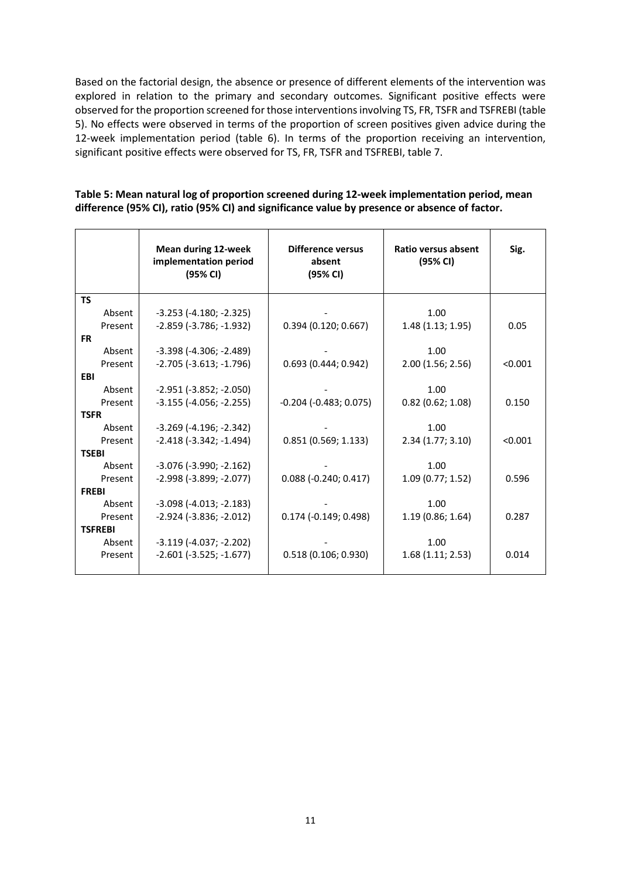Based on the factorial design, the absence or presence of different elements of the intervention was explored in relation to the primary and secondary outcomes. Significant positive effects were observed for the proportion screened for those interventions involving TS, FR, TSFR and TSFREBI (table 5). No effects were observed in terms of the proportion of screen positives given advice during the 12-week implementation period (table 6). In terms of the proportion receiving an intervention, significant positive effects were observed for TS, FR, TSFR and TSFREBI, table 7.

**Table 5: Mean natural log of proportion screened during 12-week implementation period, mean difference (95% CI), ratio (95% CI) and significance value by presence or absence of factor.**

| | Mean during 12-week implementation period (95% CI) | Difference versus absent (95% CI) | Ratio versus absent (95% CI) | Sig. |
|---|---|---|---|---|
| **TS** | | | | |
| Absent | -3.253 (-4.180; -2.325) | - | 1.00 | |
| Present | -2.859 (-3.786; -1.932) | 0.394 (0.120; 0.667) | 1.48 (1.13; 1.95) | 0.05 |
| **FR** | | | | |
| Absent | -3.398 (-4.306; -2.489) | - | 1.00 | |
| Present | -2.705 (-3.613; -1.796) | 0.693 (0.444; 0.942) | 2.00 (1.56; 2.56) | <0.001 |
| **EBI** | | | | |
| Absent | -2.951 (-3.852; -2.050) | - | 1.00 | |
| Present | -3.155 (-4.056; -2.255) | -0.204 (-0.483; 0.075) | 0.82 (0.62; 1.08) | 0.150 |
| **TSFR** | | | | |
| Absent | -3.269 (-4.196; -2.342) | - | 1.00 | |
| Present | -2.418 (-3.342; -1.494) | 0.851 (0.569; 1.133) | 2.34 (1.77; 3.10) | <0.001 |
| **TSEBI** | | | | |
| Absent | -3.076 (-3.990; -2.162) | - | 1.00 | |
| Present | -2.998 (-3.899; -2.077) | 0.088 (-0.240; 0.417) | 1.09 (0.77; 1.52) | 0.596 |
| **FREBI** | | | | |
| Absent | -3.098 (-4.013; -2.183) | - | 1.00 | |
| Present | -2.924 (-3.836; -2.012) | 0.174 (-0.149; 0.498) | 1.19 (0.86; 1.64) | 0.287 |
| **TSFREBI** | | | | |
| Absent | -3.119 (-4.037; -2.202) | - | 1.00 | |
| Present | -2.601 (-3.525; -1.677) | 0.518 (0.106; 0.930) | 1.68 (1.11; 2.53) | 0.014 |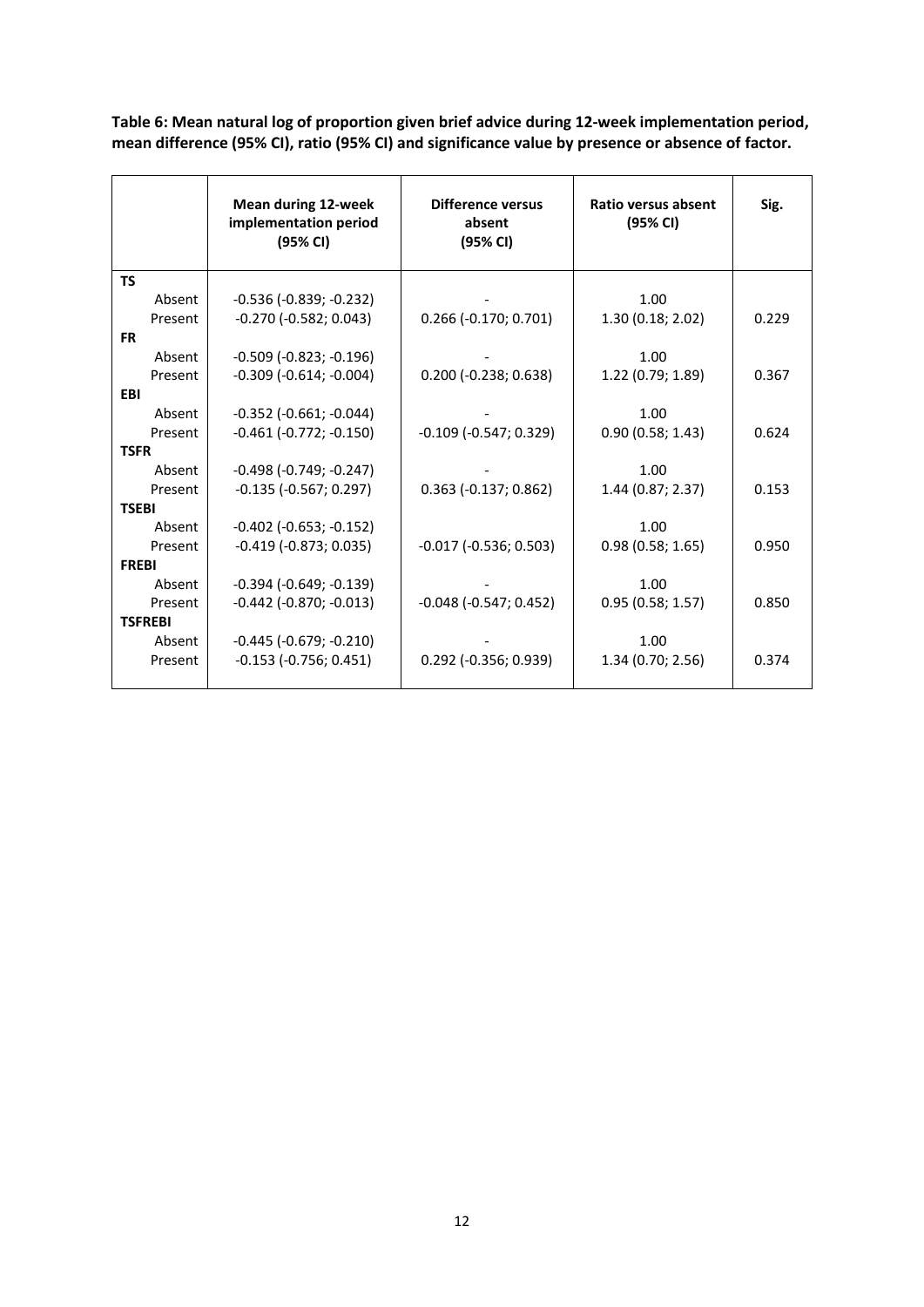**Table 6: Mean natural log of proportion given brief advice during 12-week implementation period, mean difference (95% CI), ratio (95% CI) and significance value by presence or absence of factor.**

| | Mean during 12-week implementation period (95% CI) | Difference versus absent (95% CI) | Ratio versus absent (95% CI) | Sig. |
|---|---|---|---|---|
| **TS** | | | | |
| Absent | -0.536 (-0.839; -0.232) | - | 1.00 | |
| Present | -0.270 (-0.582; 0.043) | 0.266 (-0.170; 0.701) | 1.30 (0.18; 2.02) | 0.229 |
| **FR** | | | | |
| Absent | -0.509 (-0.823; -0.196) | - | 1.00 | |
| Present | -0.309 (-0.614; -0.004) | 0.200 (-0.238; 0.638) | 1.22 (0.79; 1.89) | 0.367 |
| **EBI** | | | | |
| Absent | -0.352 (-0.661; -0.044) | - | 1.00 | |
| Present | -0.461 (-0.772; -0.150) | -0.109 (-0.547; 0.329) | 0.90 (0.58; 1.43) | 0.624 |
| **TSFR** | | | | |
| Absent | -0.498 (-0.749; -0.247) | - | 1.00 | |
| Present | -0.135 (-0.567; 0.297) | 0.363 (-0.137; 0.862) | 1.44 (0.87; 2.37) | 0.153 |
| **TSEBI** | | | | |
| Absent | -0.402 (-0.653; -0.152) | | 1.00 | |
| Present | -0.419 (-0.873; 0.035) | -0.017 (-0.536; 0.503) | 0.98 (0.58; 1.65) | 0.950 |
| **FREBI** | | | | |
| Absent | -0.394 (-0.649; -0.139) | - | 1.00 | |
| Present | -0.442 (-0.870; -0.013) | -0.048 (-0.547; 0.452) | 0.95 (0.58; 1.57) | 0.850 |
| **TSFREBI** | | | | |
| Absent | -0.445 (-0.679; -0.210) | - | 1.00 | |
| Present | -0.153 (-0.756; 0.451) | 0.292 (-0.356; 0.939) | 1.34 (0.70; 2.56) | 0.374 |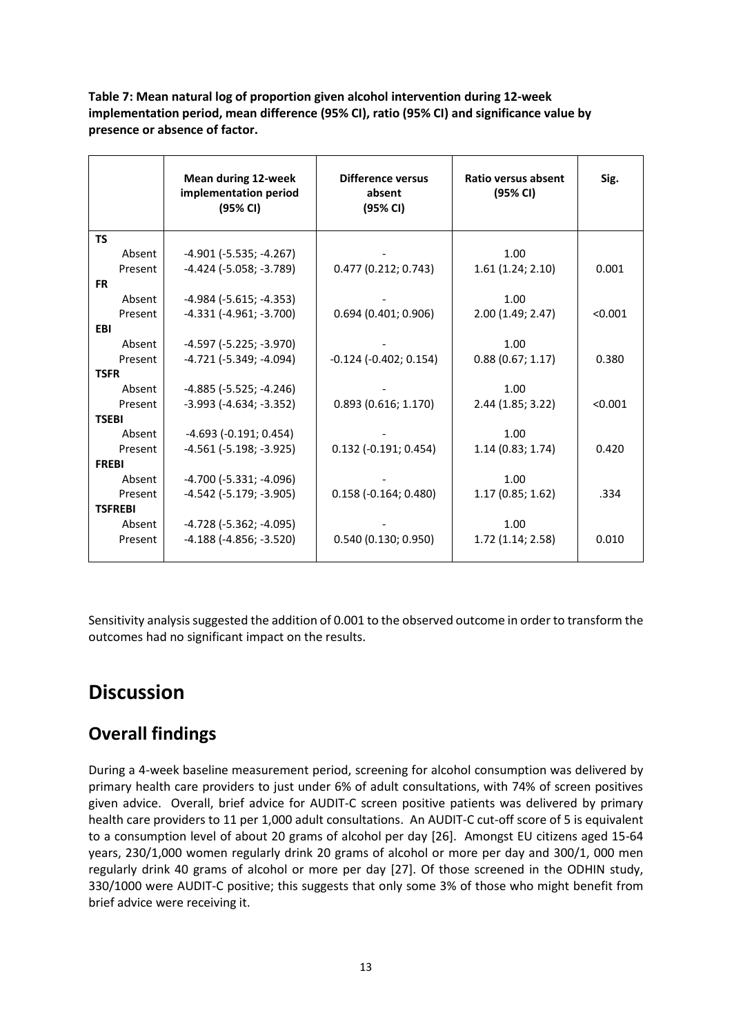**Table 7: Mean natural log of proportion given alcohol intervention during 12-week implementation period, mean difference (95% CI), ratio (95% CI) and significance value by presence or absence of factor.**

| | Mean during 12-week implementation period (95% CI) | Difference versus absent (95% CI) | Ratio versus absent (95% CI) | Sig. |
|---|---|---|---|---|
| **TS** | | | | |
| Absent | -4.901 (-5.535; -4.267) | - | 1.00 | |
| Present | -4.424 (-5.058; -3.789) | 0.477 (0.212; 0.743) | 1.61 (1.24; 2.10) | 0.001 |
| **FR** | | | | |
| Absent | -4.984 (-5.615; -4.353) | - | 1.00 | |
| Present | -4.331 (-4.961; -3.700) | 0.694 (0.401; 0.906) | 2.00 (1.49; 2.47) | <0.001 |
| **EBI** | | | | |
| Absent | -4.597 (-5.225; -3.970) | - | 1.00 | |
| Present | -4.721 (-5.349; -4.094) | -0.124 (-0.402; 0.154) | 0.88 (0.67; 1.17) | 0.380 |
| **TSFR** | | | | |
| Absent | -4.885 (-5.525; -4.246) | - | 1.00 | |
| Present | -3.993 (-4.634; -3.352) | 0.893 (0.616; 1.170) | 2.44 (1.85; 3.22) | <0.001 |
| **TSEBI** | | | | |
| Absent | -4.693 (-0.191; 0.454) | - | 1.00 | |
| Present | -4.561 (-5.198; -3.925) | 0.132 (-0.191; 0.454) | 1.14 (0.83; 1.74) | 0.420 |
| **FREBI** | | | | |
| Absent | -4.700 (-5.331; -4.096) | - | 1.00 | |
| Present | -4.542 (-5.179; -3.905) | 0.158 (-0.164; 0.480) | 1.17 (0.85; 1.62) | .334 |
| **TSFREBI** | | | | |
| Absent | -4.728 (-5.362; -4.095) | - | 1.00 | |
| Present | -4.188 (-4.856; -3.520) | 0.540 (0.130; 0.950) | 1.72 (1.14; 2.58) | 0.010 |

Sensitivity analysis suggested the addition of 0.001 to the observed outcome in order to transform the outcomes had no significant impact on the results.

# Discussion

## Overall findings

During a 4-week baseline measurement period, screening for alcohol consumption was delivered by primary health care providers to just under 6% of adult consultations, with 74% of screen positives given advice. Overall, brief advice for AUDIT-C screen positive patients was delivered by primary health care providers to 11 per 1,000 adult consultations. An AUDIT-C cut-off score of 5 is equivalent to a consumption level of about 20 grams of alcohol per day [26]. Amongst EU citizens aged 15-64 years, 230/1,000 women regularly drink 20 grams of alcohol or more per day and 300/1, 000 men regularly drink 40 grams of alcohol or more per day [27]. Of those screened in the ODHIN study, 330/1000 were AUDIT-C positive; this suggests that only some 3% of those who might benefit from brief advice were receiving it.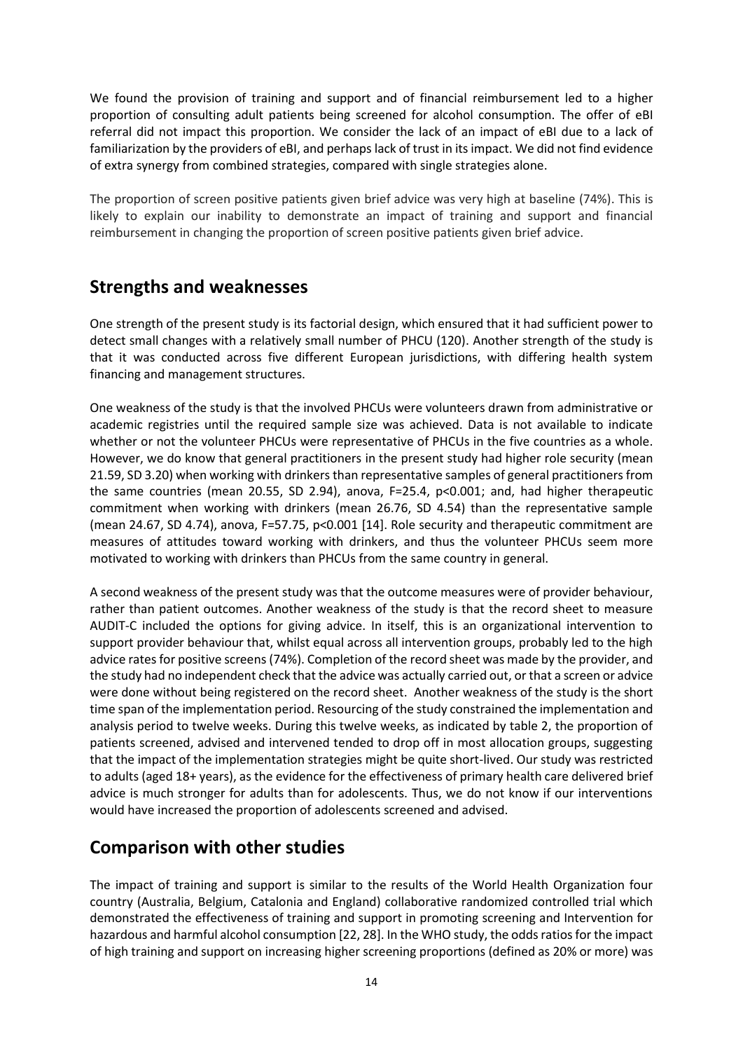We found the provision of training and support and of financial reimbursement led to a higher proportion of consulting adult patients being screened for alcohol consumption. The offer of eBI referral did not impact this proportion. We consider the lack of an impact of eBI due to a lack of familiarization by the providers of eBI, and perhaps lack of trust in its impact. We did not find evidence of extra synergy from combined strategies, compared with single strategies alone.

The proportion of screen positive patients given brief advice was very high at baseline (74%). This is likely to explain our inability to demonstrate an impact of training and support and financial reimbursement in changing the proportion of screen positive patients given brief advice.

## Strengths and weaknesses

One strength of the present study is its factorial design, which ensured that it had sufficient power to detect small changes with a relatively small number of PHCU (120). Another strength of the study is that it was conducted across five different European jurisdictions, with differing health system financing and management structures.

One weakness of the study is that the involved PHCUs were volunteers drawn from administrative or academic registries until the required sample size was achieved. Data is not available to indicate whether or not the volunteer PHCUs were representative of PHCUs in the five countries as a whole. However, we do know that general practitioners in the present study had higher role security (mean 21.59, SD 3.20) when working with drinkers than representative samples of general practitioners from the same countries (mean 20.55, SD 2.94), anova, F=25.4, $p<0.001$; and, had higher therapeutic commitment when working with drinkers (mean 26.76, SD 4.54) than the representative sample (mean 24.67, SD 4.74), anova, F=57.75, $p<0.001$ [14]. Role security and therapeutic commitment are measures of attitudes toward working with drinkers, and thus the volunteer PHCUs seem more motivated to working with drinkers than PHCUs from the same country in general.

A second weakness of the present study was that the outcome measures were of provider behaviour, rather than patient outcomes. Another weakness of the study is that the record sheet to measure AUDIT-C included the options for giving advice. In itself, this is an organizational intervention to support provider behaviour that, whilst equal across all intervention groups, probably led to the high advice rates for positive screens (74%). Completion of the record sheet was made by the provider, and the study had no independent check that the advice was actually carried out, or that a screen or advice were done without being registered on the record sheet. Another weakness of the study is the short time span of the implementation period. Resourcing of the study constrained the implementation and analysis period to twelve weeks. During this twelve weeks, as indicated by table 2, the proportion of patients screened, advised and intervened tended to drop off in most allocation groups, suggesting that the impact of the implementation strategies might be quite short-lived. Our study was restricted to adults (aged 18+ years), as the evidence for the effectiveness of primary health care delivered brief advice is much stronger for adults than for adolescents. Thus, we do not know if our interventions would have increased the proportion of adolescents screened and advised.

## Comparison with other studies

The impact of training and support is similar to the results of the World Health Organization four country (Australia, Belgium, Catalonia and England) collaborative randomized controlled trial which demonstrated the effectiveness of training and support in promoting screening and Intervention for hazardous and harmful alcohol consumption [22, 28]. In the WHO study, the odds ratios for the impact of high training and support on increasing higher screening proportions (defined as 20% or more) was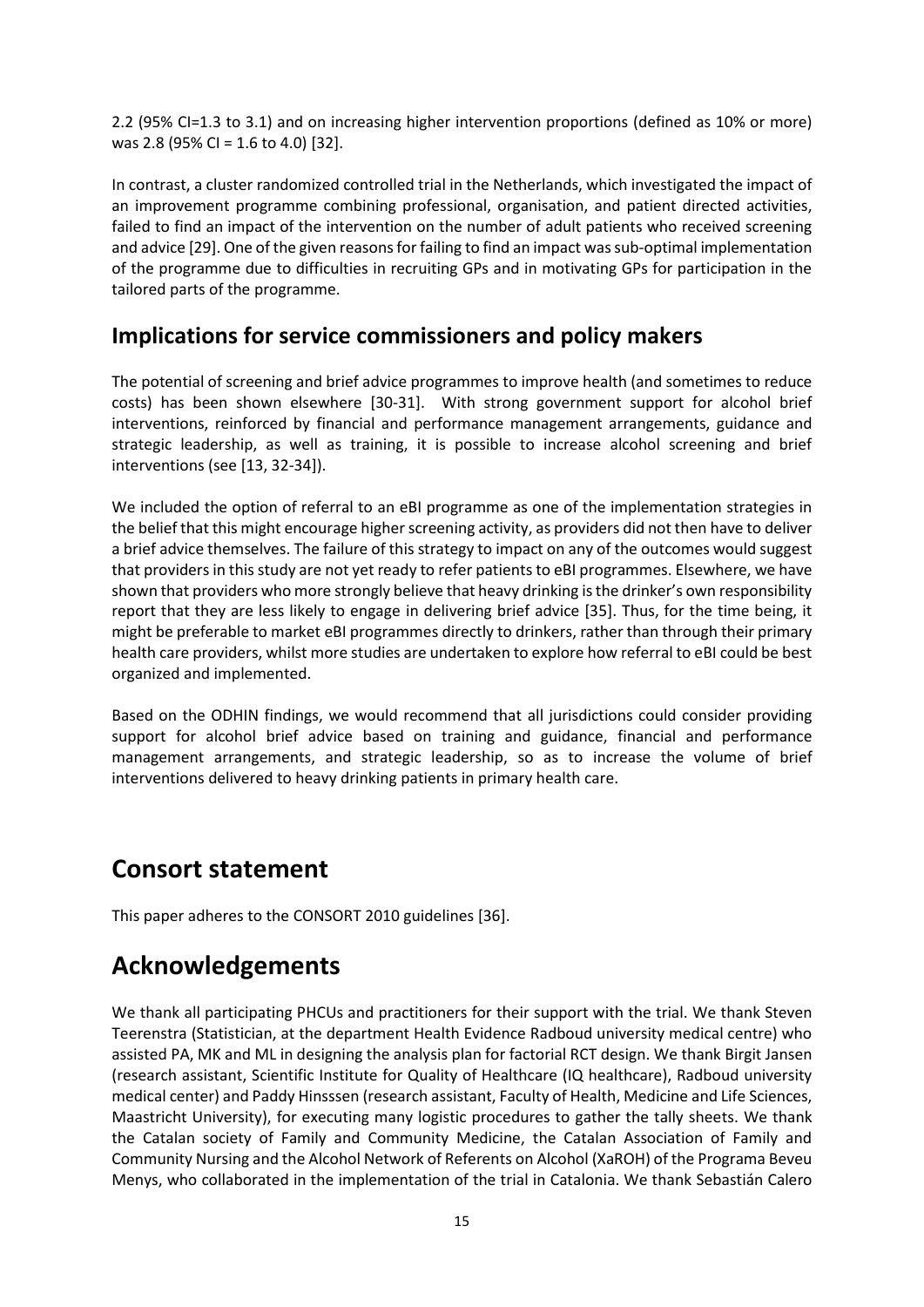2.2 (95% CI=1.3 to 3.1) and on increasing higher intervention proportions (defined as 10% or more) was 2.8 (95% CI = 1.6 to 4.0) [32].

In contrast, a cluster randomized controlled trial in the Netherlands, which investigated the impact of an improvement programme combining professional, organisation, and patient directed activities, failed to find an impact of the intervention on the number of adult patients who received screening and advice [29]. One of the given reasons for failing to find an impact was sub-optimal implementation of the programme due to difficulties in recruiting GPs and in motivating GPs for participation in the tailored parts of the programme.

## Implications for service commissioners and policy makers

The potential of screening and brief advice programmes to improve health (and sometimes to reduce costs) has been shown elsewhere [30-31]. With strong government support for alcohol brief interventions, reinforced by financial and performance management arrangements, guidance and strategic leadership, as well as training, it is possible to increase alcohol screening and brief interventions (see [13, 32-34]).

We included the option of referral to an eBI programme as one of the implementation strategies in the belief that this might encourage higher screening activity, as providers did not then have to deliver a brief advice themselves. The failure of this strategy to impact on any of the outcomes would suggest that providers in this study are not yet ready to refer patients to eBI programmes. Elsewhere, we have shown that providers who more strongly believe that heavy drinking is the drinker's own responsibility report that they are less likely to engage in delivering brief advice [35]. Thus, for the time being, it might be preferable to market eBI programmes directly to drinkers, rather than through their primary health care providers, whilst more studies are undertaken to explore how referral to eBI could be best organized and implemented.

Based on the ODHIN findings, we would recommend that all jurisdictions could consider providing support for alcohol brief advice based on training and guidance, financial and performance management arrangements, and strategic leadership, so as to increase the volume of brief interventions delivered to heavy drinking patients in primary health care.

# Consort statement

This paper adheres to the CONSORT 2010 guidelines [36].

# Acknowledgements

We thank all participating PHCUs and practitioners for their support with the trial. We thank Steven Teerenstra (Statistician, at the department Health Evidence Radboud university medical centre) who assisted PA, MK and ML in designing the analysis plan for factorial RCT design. We thank Birgit Jansen (research assistant, Scientific Institute for Quality of Healthcare (IQ healthcare), Radboud university medical center) and Paddy Hinsssen (research assistant, Faculty of Health, Medicine and Life Sciences, Maastricht University), for executing many logistic procedures to gather the tally sheets. We thank the Catalan society of Family and Community Medicine, the Catalan Association of Family and Community Nursing and the Alcohol Network of Referents on Alcohol (XaROH) of the Programa Beveu Menys, who collaborated in the implementation of the trial in Catalonia. We thank Sebastián Calero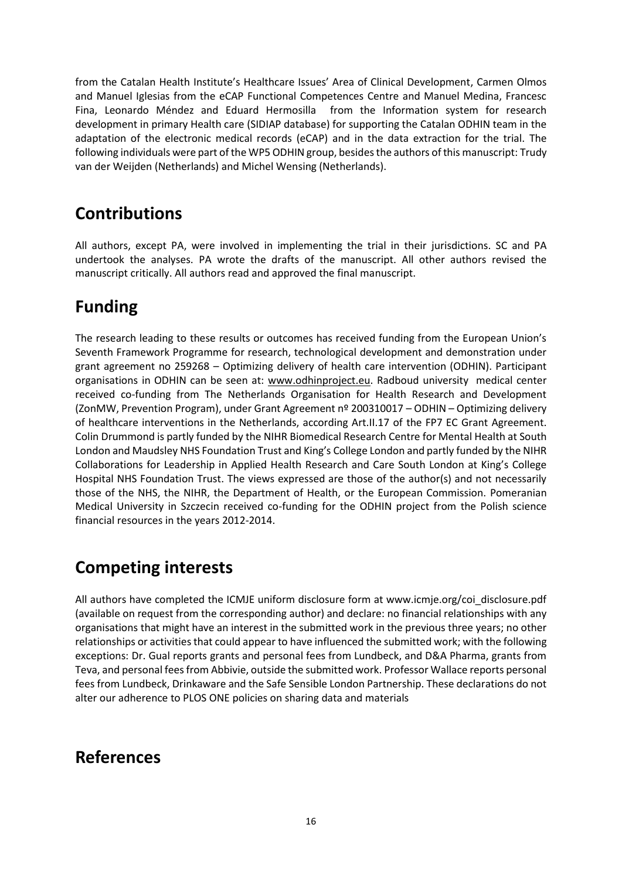from the Catalan Health Institute's Healthcare Issues' Area of Clinical Development, Carmen Olmos and Manuel Iglesias from the eCAP Functional Competences Centre and Manuel Medina, Francesc Fina, Leonardo Méndez and Eduard Hermosilla from the Information system for research development in primary Health care (SIDIAP database) for supporting the Catalan ODHIN team in the adaptation of the electronic medical records (eCAP) and in the data extraction for the trial. The following individuals were part of the WP5 ODHIN group, besides the authors of this manuscript: Trudy van der Weijden (Netherlands) and Michel Wensing (Netherlands).

# Contributions

All authors, except PA, were involved in implementing the trial in their jurisdictions. SC and PA undertook the analyses. PA wrote the drafts of the manuscript. All other authors revised the manuscript critically. All authors read and approved the final manuscript.

# Funding

The research leading to these results or outcomes has received funding from the European Union's Seventh Framework Programme for research, technological development and demonstration under grant agreement no 259268 – Optimizing delivery of health care intervention (ODHIN). Participant organisations in ODHIN can be seen at: www.odhinproject.eu. Radboud university medical center received co-funding from The Netherlands Organisation for Health Research and Development (ZonMW, Prevention Program), under Grant Agreement nº 200310017 – ODHIN – Optimizing delivery of healthcare interventions in the Netherlands, according Art.II.17 of the FP7 EC Grant Agreement. Colin Drummond is partly funded by the NIHR Biomedical Research Centre for Mental Health at South London and Maudsley NHS Foundation Trust and King's College London and partly funded by the NIHR Collaborations for Leadership in Applied Health Research and Care South London at King's College Hospital NHS Foundation Trust. The views expressed are those of the author(s) and not necessarily those of the NHS, the NIHR, the Department of Health, or the European Commission. Pomeranian Medical University in Szczecin received co-funding for the ODHIN project from the Polish science financial resources in the years 2012-2014.

# Competing interests

All authors have completed the ICMJE uniform disclosure form at www.icmje.org/coi_disclosure.pdf (available on request from the corresponding author) and declare: no financial relationships with any organisations that might have an interest in the submitted work in the previous three years; no other relationships or activities that could appear to have influenced the submitted work; with the following exceptions: Dr. Gual reports grants and personal fees from Lundbeck, and D&A Pharma, grants from Teva, and personal fees from Abbivie, outside the submitted work. Professor Wallace reports personal fees from Lundbeck, Drinkaware and the Safe Sensible London Partnership. These declarations do not alter our adherence to PLOS ONE policies on sharing data and materials

# References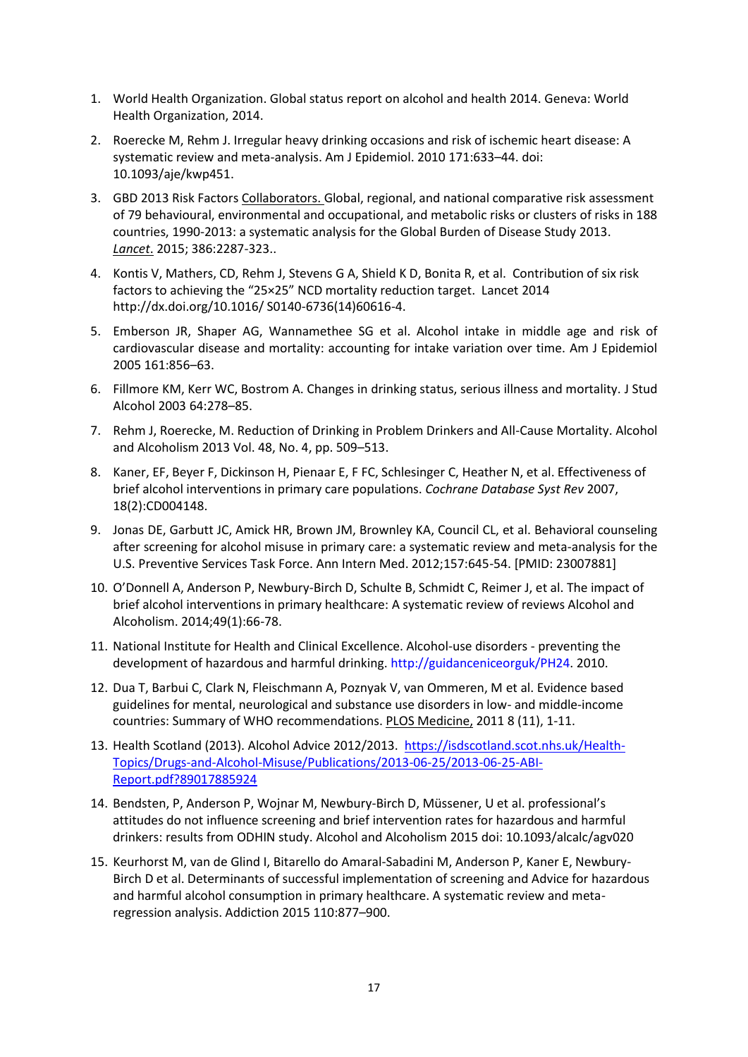1. World Health Organization. Global status report on alcohol and health 2014. Geneva: World Health Organization, 2014.
2. Roerecke M, Rehm J. Irregular heavy drinking occasions and risk of ischemic heart disease: A systematic review and meta-analysis. Am J Epidemiol. 2010 171:633–44. doi: 10.1093/aje/kwp451.
3. GBD 2013 Risk Factors Collaborators. Global, regional, and national comparative risk assessment of 79 behavioural, environmental and occupational, and metabolic risks or clusters of risks in 188 countries, 1990-2013: a systematic analysis for the Global Burden of Disease Study 2013. *Lancet*. 2015; 386:2287-323..
4. Kontis V, Mathers, CD, Rehm J, Stevens G A, Shield K D, Bonita R, et al. Contribution of six risk factors to achieving the “25×25” NCD mortality reduction target. Lancet 2014 http://dx.doi.org/10.1016/ S0140-6736(14)60616-4.
5. Emberson JR, Shaper AG, Wannamethee SG et al. Alcohol intake in middle age and risk of cardiovascular disease and mortality: accounting for intake variation over time. Am J Epidemiol 2005 161:856–63.
6. Fillmore KM, Kerr WC, Bostrom A. Changes in drinking status, serious illness and mortality. J Stud Alcohol 2003 64:278–85.
7. Rehm J, Roerecke, M. Reduction of Drinking in Problem Drinkers and All-Cause Mortality. Alcohol and Alcoholism 2013 Vol. 48, No. 4, pp. 509–513.
8. Kaner, EF, Beyer F, Dickinson H, Pienaar E, F FC, Schlesinger C, Heather N, et al. Effectiveness of brief alcohol interventions in primary care populations. *Cochrane Database Syst Rev* 2007, 18(2):CD004148.
9. Jonas DE, Garbutt JC, Amick HR, Brown JM, Brownley KA, Council CL, et al. Behavioral counseling after screening for alcohol misuse in primary care: a systematic review and meta-analysis for the U.S. Preventive Services Task Force. Ann Intern Med. 2012;157:645-54. [PMID: 23007881]
10. O’Donnell A, Anderson P, Newbury-Birch D, Schulte B, Schmidt C, Reimer J, et al. The impact of brief alcohol interventions in primary healthcare: A systematic review of reviews Alcohol and Alcoholism. 2014;49(1):66-78.
11. National Institute for Health and Clinical Excellence. Alcohol-use disorders - preventing the development of hazardous and harmful drinking. http://guidanceniceorguk/PH24. 2010.
12. Dua T, Barbui C, Clark N, Fleischmann A, Poznyak V, van Ommeren, M et al. Evidence based guidelines for mental, neurological and substance use disorders in low- and middle-income countries: Summary of WHO recommendations. PLOS Medicine, 2011 8 (11), 1-11.
13. Health Scotland (2013). Alcohol Advice 2012/2013. https://isdscotland.scot.nhs.uk/Health-Topics/Drugs-and-Alcohol-Misuse/Publications/2013-06-25/2013-06-25-ABI-Report.pdf?89017885924
14. Bendsten, P, Anderson P, Wojnar M, Newbury-Birch D, Müssener, U et al. professional’s attitudes do not influence screening and brief intervention rates for hazardous and harmful drinkers: results from ODHIN study. Alcohol and Alcoholism 2015 doi: 10.1093/alcalc/agv020
15. Keurhorst M, van de Glind I, Bitarello do Amaral-Sabadini M, Anderson P, Kaner E, Newbury-Birch D et al. Determinants of successful implementation of screening and Advice for hazardous and harmful alcohol consumption in primary healthcare. A systematic review and meta-regression analysis. Addiction 2015 110:877–900.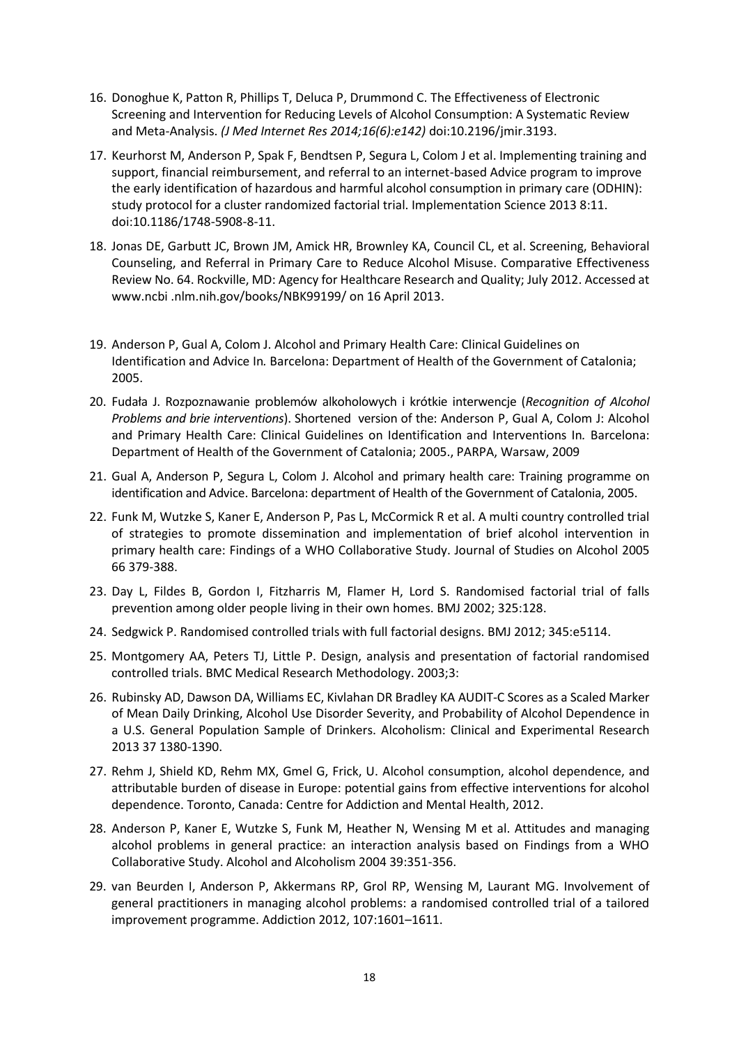16. Donoghue K, Patton R, Phillips T, Deluca P, Drummond C. The Effectiveness of Electronic Screening and Intervention for Reducing Levels of Alcohol Consumption: A Systematic Review and Meta-Analysis. *(J Med Internet Res 2014;16(6):e142)* doi:10.2196/jmir.3193.

17. Keurhorst M, Anderson P, Spak F, Bendtsen P, Segura L, Colom J et al. Implementing training and support, financial reimbursement, and referral to an internet-based Advice program to improve the early identification of hazardous and harmful alcohol consumption in primary care (ODHIN): study protocol for a cluster randomized factorial trial. Implementation Science 2013 8:11. doi:10.1186/1748-5908-8-11.

18. Jonas DE, Garbutt JC, Brown JM, Amick HR, Brownley KA, Council CL, et al. Screening, Behavioral Counseling, and Referral in Primary Care to Reduce Alcohol Misuse. Comparative Effectiveness Review No. 64. Rockville, MD: Agency for Healthcare Research and Quality; July 2012. Accessed at www.ncbi .nlm.nih.gov/books/NBK99199/ on 16 April 2013.

19. Anderson P, Gual A, Colom J. Alcohol and Primary Health Care: Clinical Guidelines on Identification and Advice In*.* Barcelona: Department of Health of the Government of Catalonia; 2005.

20. Fudała J. Rozpoznawanie problemów alkoholowych i krótkie interwencje (*Recognition of Alcohol Problems and brie interventions*). Shortened version of the: Anderson P, Gual A, Colom J: Alcohol and Primary Health Care: Clinical Guidelines on Identification and Interventions In*.* Barcelona: Department of Health of the Government of Catalonia; 2005., PARPA, Warsaw, 2009

21. Gual A, Anderson P, Segura L, Colom J. Alcohol and primary health care: Training programme on identification and Advice. Barcelona: department of Health of the Government of Catalonia, 2005.

22. Funk M, Wutzke S, Kaner E, Anderson P, Pas L, McCormick R et al. A multi country controlled trial of strategies to promote dissemination and implementation of brief alcohol intervention in primary health care: Findings of a WHO Collaborative Study. Journal of Studies on Alcohol 2005 66 379-388.

23. Day L, Fildes B, Gordon I, Fitzharris M, Flamer H, Lord S. Randomised factorial trial of falls prevention among older people living in their own homes. BMJ 2002; 325:128.

24. Sedgwick P. Randomised controlled trials with full factorial designs. BMJ 2012; 345:e5114.

25. Montgomery AA, Peters TJ, Little P. Design, analysis and presentation of factorial randomised controlled trials. BMC Medical Research Methodology. 2003;3:

26. Rubinsky AD, Dawson DA, Williams EC, Kivlahan DR Bradley KA AUDIT-C Scores as a Scaled Marker of Mean Daily Drinking, Alcohol Use Disorder Severity, and Probability of Alcohol Dependence in a U.S. General Population Sample of Drinkers. Alcoholism: Clinical and Experimental Research 2013 37 1380-1390.

27. Rehm J, Shield KD, Rehm MX, Gmel G, Frick, U. Alcohol consumption, alcohol dependence, and attributable burden of disease in Europe: potential gains from effective interventions for alcohol dependence. Toronto, Canada: Centre for Addiction and Mental Health, 2012.

28. Anderson P, Kaner E, Wutzke S, Funk M, Heather N, Wensing M et al. Attitudes and managing alcohol problems in general practice: an interaction analysis based on Findings from a WHO Collaborative Study. Alcohol and Alcoholism 2004 39:351-356.

29. van Beurden I, Anderson P, Akkermans RP, Grol RP, Wensing M, Laurant MG. Involvement of general practitioners in managing alcohol problems: a randomised controlled trial of a tailored improvement programme. Addiction 2012, 107:1601–1611.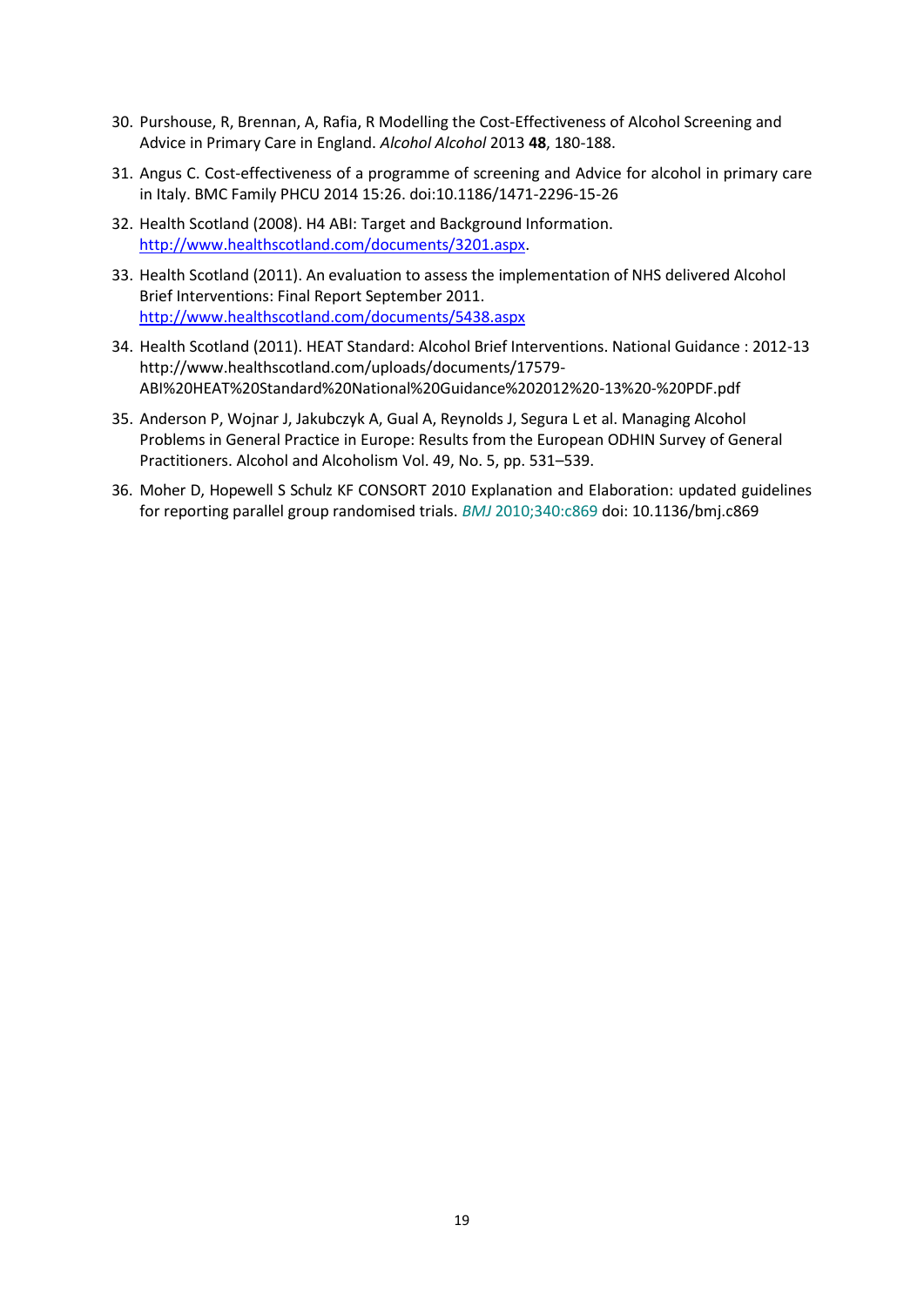30. Purshouse, R, Brennan, A, Rafia, R Modelling the Cost-Effectiveness of Alcohol Screening and Advice in Primary Care in England. *Alcohol Alcohol* 2013 **48**, 180-188.
31. Angus C. Cost-effectiveness of a programme of screening and Advice for alcohol in primary care in Italy. BMC Family PHCU 2014 15:26. doi:10.1186/1471-2296-15-26
32. Health Scotland (2008). H4 ABI: Target and Background Information. http://www.healthscotland.com/documents/3201.aspx.
33. Health Scotland (2011). An evaluation to assess the implementation of NHS delivered Alcohol Brief Interventions: Final Report September 2011. http://www.healthscotland.com/documents/5438.aspx
34. Health Scotland (2011). HEAT Standard: Alcohol Brief Interventions. National Guidance : 2012-13 http://www.healthscotland.com/uploads/documents/17579-ABI%20HEAT%20Standard%20National%20Guidance%202012%20-13%20-%20PDF.pdf
35. Anderson P, Wojnar J, Jakubczyk A, Gual A, Reynolds J, Segura L et al. Managing Alcohol Problems in General Practice in Europe: Results from the European ODHIN Survey of General Practitioners. Alcohol and Alcoholism Vol. 49, No. 5, pp. 531–539.
36. Moher D, Hopewell S Schulz KF CONSORT 2010 Explanation and Elaboration: updated guidelines for reporting parallel group randomised trials. *BMJ* 2010;340:c869 doi: 10.1136/bmj.c869